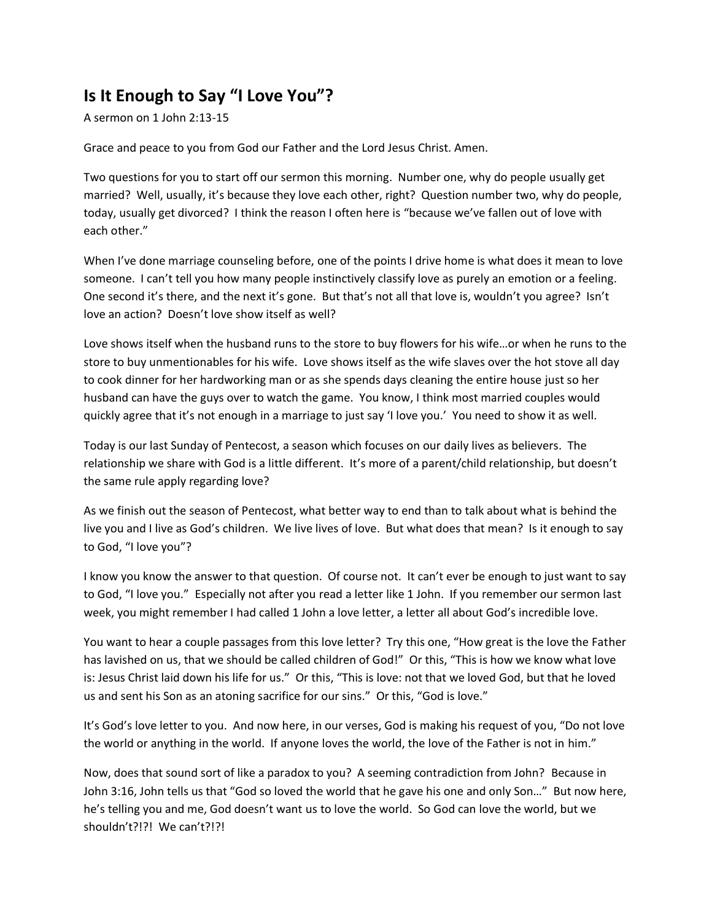## Is It Enough to Say "I Love You"?

A sermon on 1 John 2:13-15

Grace and peace to you from God our Father and the Lord Jesus Christ. Amen.

Two questions for you to start off our sermon this morning. Number one, why do people usually get married? Well, usually, it's because they love each other, right? Question number two, why do people, today, usually get divorced? I think the reason I often here is "because we've fallen out of love with each other."

When I've done marriage counseling before, one of the points I drive home is what does it mean to love someone. I can't tell you how many people instinctively classify love as purely an emotion or a feeling. One second it's there, and the next it's gone. But that's not all that love is, wouldn't you agree? Isn't love an action? Doesn't love show itself as well?

Love shows itself when the husband runs to the store to buy flowers for his wife…or when he runs to the store to buy unmentionables for his wife. Love shows itself as the wife slaves over the hot stove all day to cook dinner for her hardworking man or as she spends days cleaning the entire house just so her husband can have the guys over to watch the game. You know, I think most married couples would quickly agree that it's not enough in a marriage to just say 'I love you.' You need to show it as well.

Today is our last Sunday of Pentecost, a season which focuses on our daily lives as believers. The relationship we share with God is a little different. It's more of a parent/child relationship, but doesn't the same rule apply regarding love?

As we finish out the season of Pentecost, what better way to end than to talk about what is behind the live you and I live as God's children. We live lives of love. But what does that mean? Is it enough to say to God, "I love you"?

I know you know the answer to that question. Of course not. It can't ever be enough to just want to say to God, "I love you." Especially not after you read a letter like 1 John. If you remember our sermon last week, you might remember I had called 1 John a love letter, a letter all about God's incredible love.

You want to hear a couple passages from this love letter? Try this one, "How great is the love the Father has lavished on us, that we should be called children of God!" Or this, "This is how we know what love is: Jesus Christ laid down his life for us." Or this, "This is love: not that we loved God, but that he loved us and sent his Son as an atoning sacrifice for our sins." Or this, "God is love."

It's God's love letter to you. And now here, in our verses, God is making his request of you, "Do not love the world or anything in the world. If anyone loves the world, the love of the Father is not in him."

Now, does that sound sort of like a paradox to you? A seeming contradiction from John? Because in John 3:16, John tells us that "God so loved the world that he gave his one and only Son…" But now here, he's telling you and me, God doesn't want us to love the world. So God can love the world, but we shouldn't?!?! We can't?!?!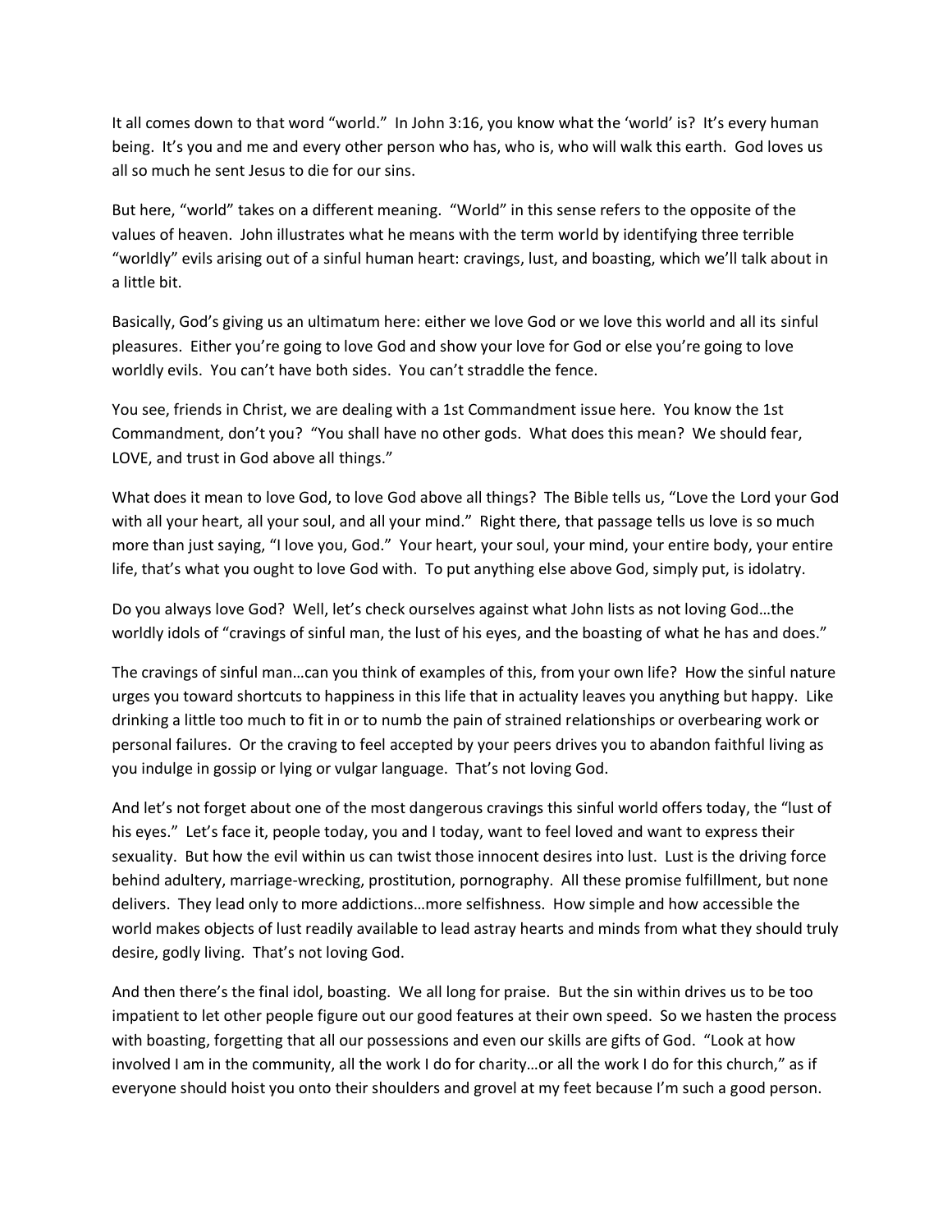It all comes down to that word "world." In John 3:16, you know what the 'world' is? It's every human being. It's you and me and every other person who has, who is, who will walk this earth. God loves us all so much he sent Jesus to die for our sins.

But here, "world" takes on a different meaning. "World" in this sense refers to the opposite of the values of heaven. John illustrates what he means with the term world by identifying three terrible "worldly" evils arising out of a sinful human heart: cravings, lust, and boasting, which we'll talk about in a little bit.

Basically, God's giving us an ultimatum here: either we love God or we love this world and all its sinful pleasures. Either you're going to love God and show your love for God or else you're going to love worldly evils. You can't have both sides. You can't straddle the fence.

You see, friends in Christ, we are dealing with a 1st Commandment issue here. You know the 1st Commandment, don't you? "You shall have no other gods. What does this mean? We should fear, LOVE, and trust in God above all things."

What does it mean to love God, to love God above all things? The Bible tells us, "Love the Lord your God with all your heart, all your soul, and all your mind." Right there, that passage tells us love is so much more than just saying, "I love you, God." Your heart, your soul, your mind, your entire body, your entire life, that's what you ought to love God with. To put anything else above God, simply put, is idolatry.

Do you always love God? Well, let's check ourselves against what John lists as not loving God…the worldly idols of "cravings of sinful man, the lust of his eyes, and the boasting of what he has and does."

The cravings of sinful man…can you think of examples of this, from your own life? How the sinful nature urges you toward shortcuts to happiness in this life that in actuality leaves you anything but happy. Like drinking a little too much to fit in or to numb the pain of strained relationships or overbearing work or personal failures. Or the craving to feel accepted by your peers drives you to abandon faithful living as you indulge in gossip or lying or vulgar language. That's not loving God.

And let's not forget about one of the most dangerous cravings this sinful world offers today, the "lust of his eyes." Let's face it, people today, you and I today, want to feel loved and want to express their sexuality. But how the evil within us can twist those innocent desires into lust. Lust is the driving force behind adultery, marriage-wrecking, prostitution, pornography. All these promise fulfillment, but none delivers. They lead only to more addictions…more selfishness. How simple and how accessible the world makes objects of lust readily available to lead astray hearts and minds from what they should truly desire, godly living. That's not loving God.

And then there's the final idol, boasting. We all long for praise. But the sin within drives us to be too impatient to let other people figure out our good features at their own speed. So we hasten the process with boasting, forgetting that all our possessions and even our skills are gifts of God. "Look at how involved I am in the community, all the work I do for charity…or all the work I do for this church," as if everyone should hoist you onto their shoulders and grovel at my feet because I'm such a good person.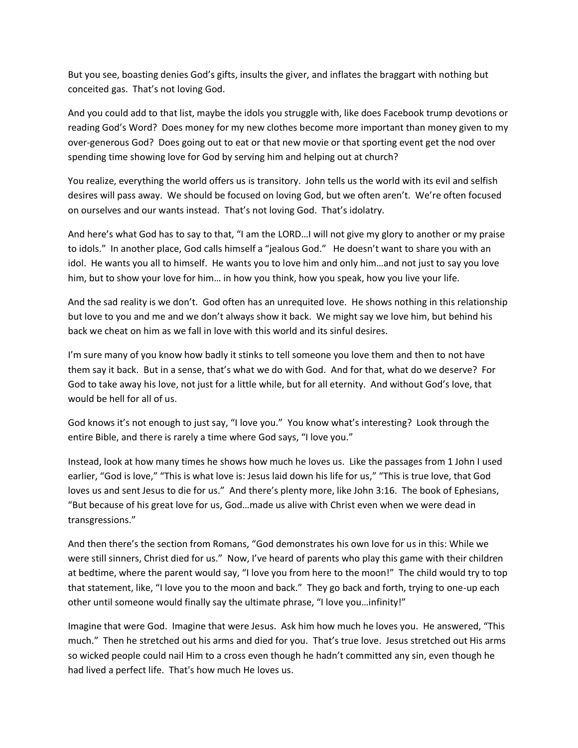But you see, boasting denies God's gifts, insults the giver, and inflates the braggart with nothing but conceited gas. That's not loving God.

And you could add to that list, maybe the idols you struggle with, like does Facebook trump devotions or reading God's Word? Does money for my new clothes become more important than money given to my over-generous God? Does going out to eat or that new movie or that sporting event get the nod over spending time showing love for God by serving him and helping out at church?

You realize, everything the world offers us is transitory. John tells us the world with its evil and selfish desires will pass away. We should be focused on loving God, but we often aren't. We're often focused on ourselves and our wants instead. That's not loving God. That's idolatry.

And here's what God has to say to that, "I am the LORD…I will not give my glory to another or my praise to idols." In another place, God calls himself a "jealous God." He doesn't want to share you with an idol. He wants you all to himself. He wants you to love him and only him…and not just to say you love him, but to show your love for him… in how you think, how you speak, how you live your life.

And the sad reality is we don't. God often has an unrequited love. He shows nothing in this relationship but love to you and me and we don't always show it back. We might say we love him, but behind his back we cheat on him as we fall in love with this world and its sinful desires.

I'm sure many of you know how badly it stinks to tell someone you love them and then to not have them say it back. But in a sense, that's what we do with God. And for that, what do we deserve? For God to take away his love, not just for a little while, but for all eternity. And without God's love, that would be hell for all of us.

God knows it's not enough to just say, "I love you." You know what's interesting? Look through the entire Bible, and there is rarely a time where God says, "I love you."

Instead, look at how many times he shows how much he loves us. Like the passages from 1 John I used earlier, "God is love," "This is what love is: Jesus laid down his life for us," "This is true love, that God loves us and sent Jesus to die for us." And there's plenty more, like John 3:16. The book of Ephesians, "But because of his great love for us, God…made us alive with Christ even when we were dead in transgressions."

And then there's the section from Romans, "God demonstrates his own love for us in this: While we were still sinners, Christ died for us." Now, I've heard of parents who play this game with their children at bedtime, where the parent would say, "I love you from here to the moon!" The child would try to top that statement, like, "I love you to the moon and back." They go back and forth, trying to one-up each other until someone would finally say the ultimate phrase, "I love you…infinity!"

Imagine that were God. Imagine that were Jesus. Ask him how much he loves you. He answered, "This much." Then he stretched out his arms and died for you. That's true love. Jesus stretched out His arms so wicked people could nail Him to a cross even though he hadn't committed any sin, even though he had lived a perfect life. That's how much He loves us.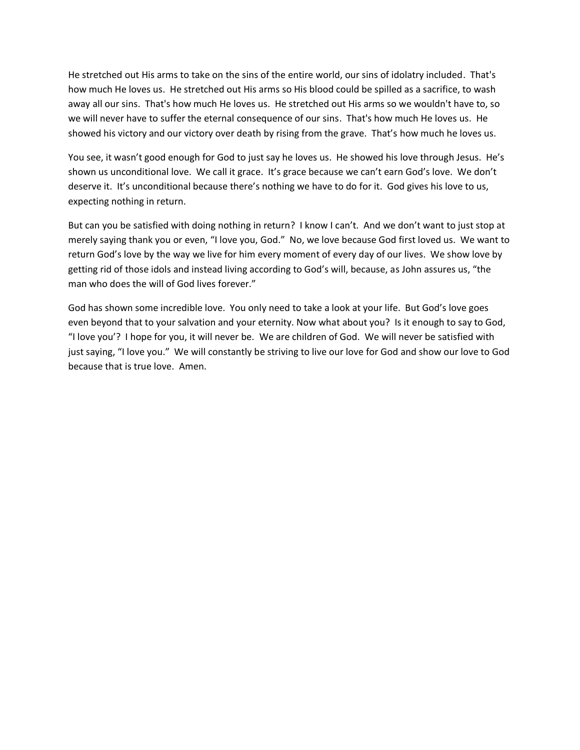He stretched out His arms to take on the sins of the entire world, our sins of idolatry included. That's how much He loves us. He stretched out His arms so His blood could be spilled as a sacrifice, to wash away all our sins. That's how much He loves us. He stretched out His arms so we wouldn't have to, so we will never have to suffer the eternal consequence of our sins. That's how much He loves us. He showed his victory and our victory over death by rising from the grave. That's how much he loves us.

You see, it wasn't good enough for God to just say he loves us. He showed his love through Jesus. He's shown us unconditional love. We call it grace. It's grace because we can't earn God's love. We don't deserve it. It's unconditional because there's nothing we have to do for it. God gives his love to us, expecting nothing in return.

But can you be satisfied with doing nothing in return? I know I can't. And we don't want to just stop at merely saying thank you or even, "I love you, God." No, we love because God first loved us. We want to return God's love by the way we live for him every moment of every day of our lives. We show love by getting rid of those idols and instead living according to God's will, because, as John assures us, "the man who does the will of God lives forever."

God has shown some incredible love. You only need to take a look at your life. But God's love goes even beyond that to your salvation and your eternity. Now what about you? Is it enough to say to God, "I love you'? I hope for you, it will never be. We are children of God. We will never be satisfied with just saying, "I love you." We will constantly be striving to live our love for God and show our love to God because that is true love. Amen.